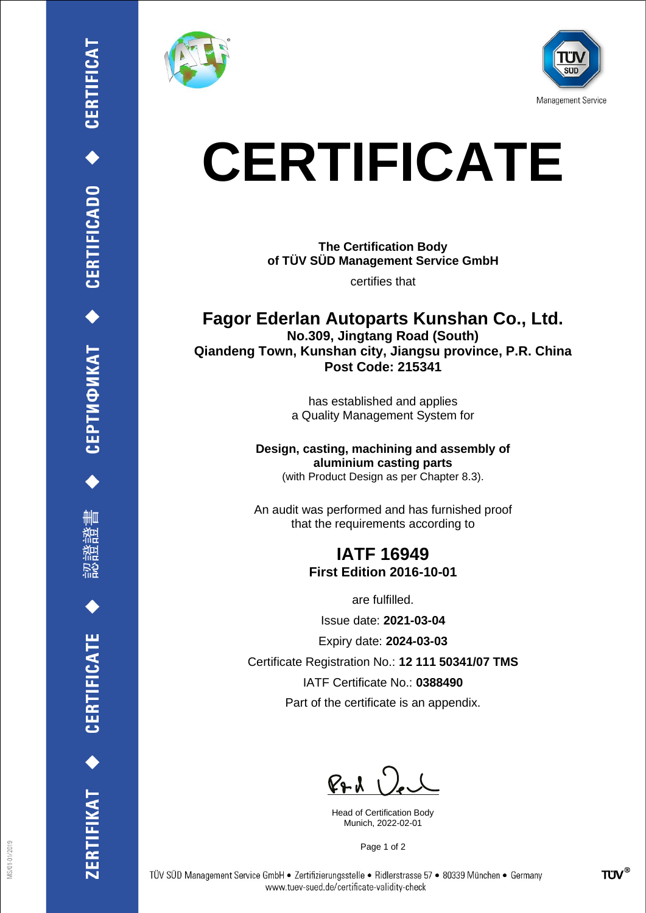# CERTIFICATE

**The Certification Body**
**of TÜV SÜD Management Service GmbH**

certifies that

## Fagor Ederlan Autoparts Kunshan Co., Ltd.

**No.309, Jingtang Road (South)**
**Qiandeng Town, Kunshan city, Jiangsu province, P.R. China**
**Post Code: 215341**

has established and applies
a Quality Management System for

**Design, casting, machining and assembly of**
**aluminium casting parts**
(with Product Design as per Chapter 8.3).

An audit was performed and has furnished proof
that the requirements according to

## IATF 16949
**First Edition 2016-10-01**

are fulfilled.

Issue date: **2021-03-04**

Expiry date: **2024-03-03**

Certificate Registration No.: **12 111 50341/07 TMS**

IATF Certificate No.: **0388490**

Part of the certificate is an appendix.

Head of Certification Body
Munich, 2022-02-01

TÜV SÜD Management Service GmbH • Zertifizierungsstelle • Ridlerstrasse 57 • 80339 München • Germany
www.tuev-sued.de/certificate-validity-check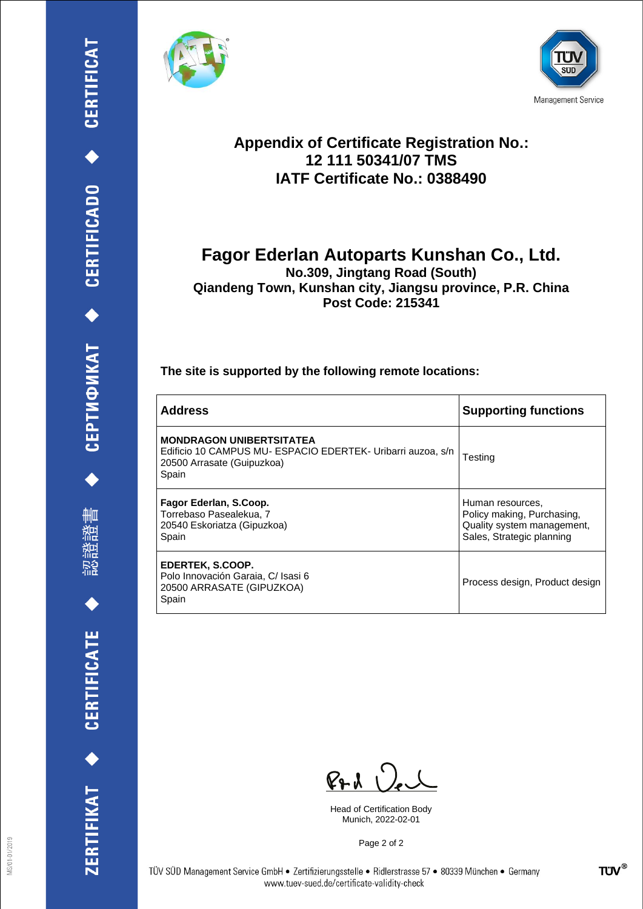# Appendix of Certificate Registration No.: 12 111 50341/07 TMS
# IATF Certificate No.: 0388490

## Fagor Ederlan Autoparts Kunshan Co., Ltd.

**No.309, Jingtang Road (South)**
**Qiandeng Town, Kunshan city, Jiangsu province, P.R. China**
**Post Code: 215341**

**The site is supported by the following remote locations:**

| Address | Supporting functions |
|---|---|
| **MONDRAGON UNIBERTSITATEA**<br>Edificio 10 CAMPUS MU- ESPACIO EDERTEK- Uribarri auzoa, s/n<br>20500 Arrasate (Guipuzkoa)<br>Spain | Testing |
| **Fagor Ederlan, S.Coop.**<br>Torrebaso Pasealekua, 7<br>20540 Eskoriatza (Gipuzkoa)<br>Spain | Human resources, Policy making, Purchasing, Quality system management, Sales, Strategic planning |
| **EDERTEK, S.COOP.**<br>Polo Innovación Garaia, C/ Isasi 6<br>20500 ARRASATE (GIPUZKOA)<br>Spain | Process design, Product design |

Head of Certification Body
Munich, 2022-02-01

TÜV SÜD Management Service GmbH • Zertifizierungsstelle • Ridlerstrasse 57 • 80339 München • Germany
www.tuev-sued.de/certificate-validity-check